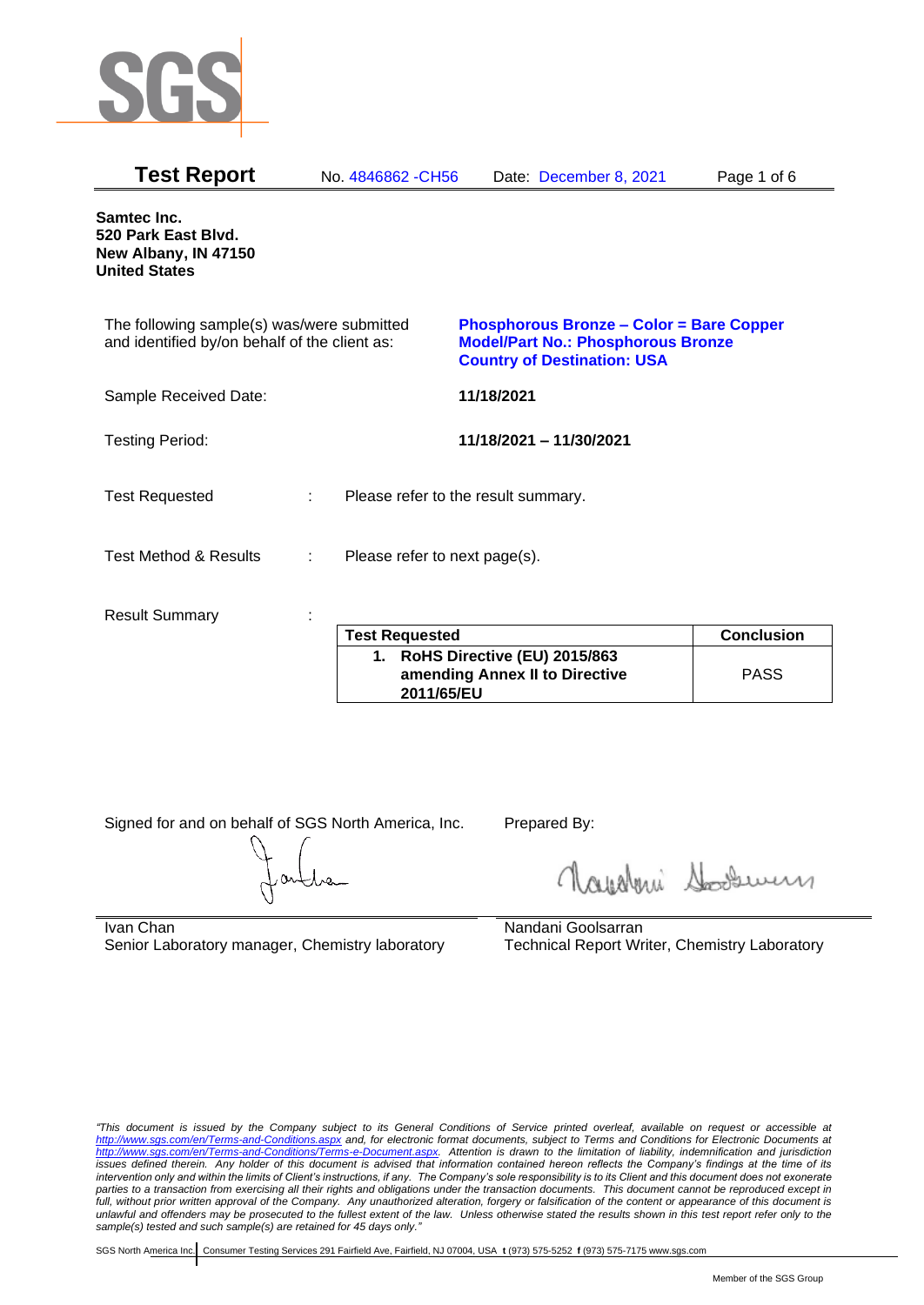# Test Report

No. 4846862 -CH56 Date: December 8, 2021

**Samtec Inc.**
**520 Park East Blvd.**
**New Albany, IN 47150**
**United States**

The following sample(s) was/were submitted and identified by/on behalf of the client as: **Phosphorous Bronze – Color = Bare Copper**
**Model/Part No.: Phosphorous Bronze**
**Country of Destination: USA**

Sample Received Date: **11/18/2021**

Testing Period: **11/18/2021 – 11/30/2021**

Test Requested : Please refer to the result summary.

Test Method & Results : Please refer to next page(s).

Result Summary :

| Test Requested | Conclusion |
|---|---|
| **1. RoHS Directive (EU) 2015/863 amending Annex II to Directive 2011/65/EU** | PASS |

Signed for and on behalf of SGS North America, Inc.

Ivan Chan
Senior Laboratory manager, Chemistry laboratory

Prepared By:

Nandani Goolsarran
Technical Report Writer, Chemistry Laboratory

*"This document is issued by the Company subject to its General Conditions of Service printed overleaf, available on request or accessible at http://www.sgs.com/en/Terms-and-Conditions.aspx and, for electronic format documents, subject to Terms and Conditions for Electronic Documents at http://www.sgs.com/en/Terms-and-Conditions/Terms-e-Document.aspx. Attention is drawn to the limitation of liability, indemnification and jurisdiction issues defined therein. Any holder of this document is advised that information contained hereon reflects the Company's findings at the time of its intervention only and within the limits of Client's instructions, if any. The Company's sole responsibility is to its Client and this document does not exonerate parties to a transaction from exercising all their rights and obligations under the transaction documents. This document cannot be reproduced except in full, without prior written approval of the Company. Any unauthorized alteration, forgery or falsification of the content or appearance of this document is unlawful and offenders may be prosecuted to the fullest extent of the law. Unless otherwise stated the results shown in this test report refer only to the sample(s) tested and such sample(s) are retained for 45 days only."*

SGS North America Inc. | Consumer Testing Services 291 Fairfield Ave, Fairfield, NJ 07004, USA **t** (973) 575-5252 **f** (973) 575-7175 www.sgs.com

Member of the SGS Group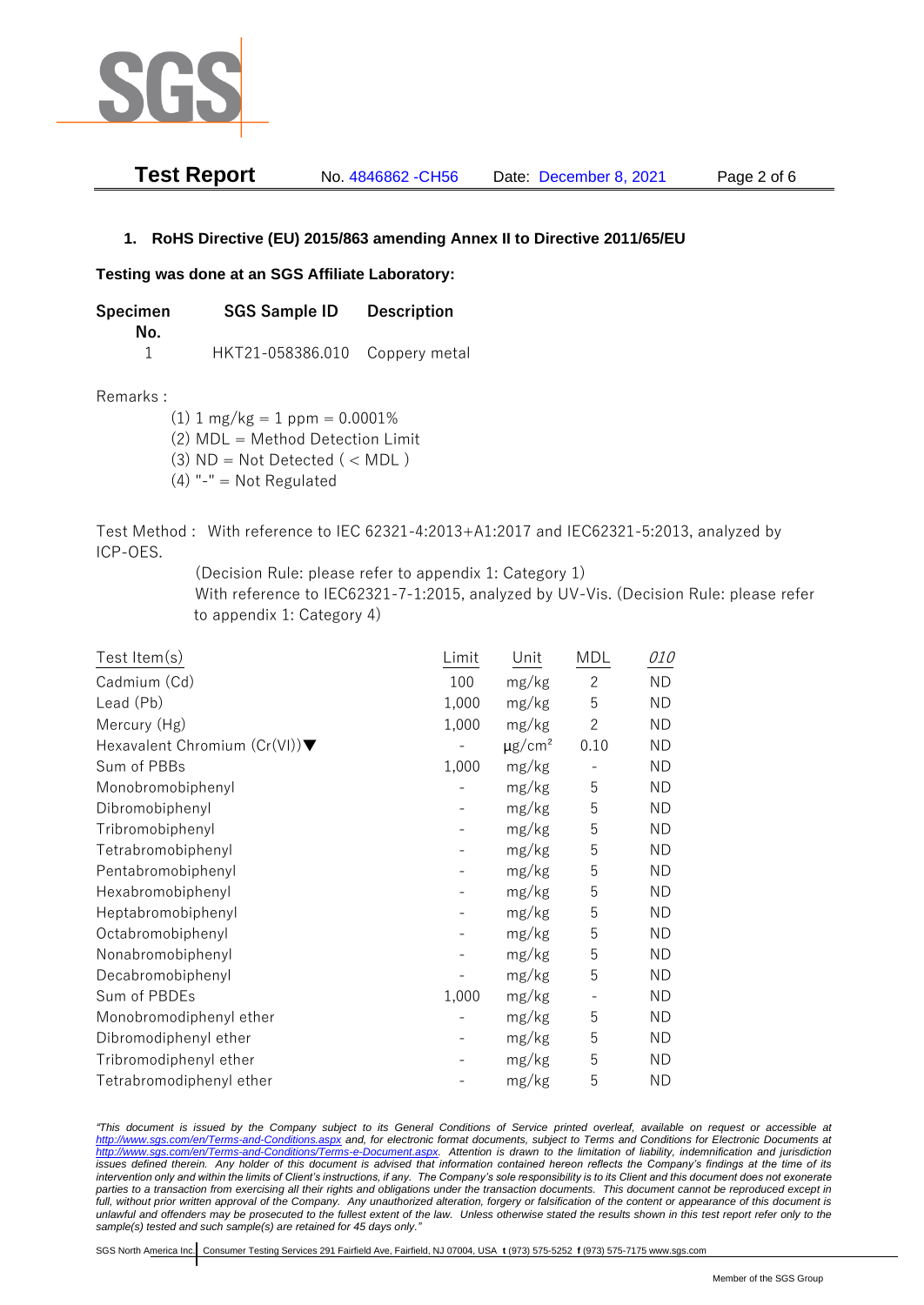## 1. RoHS Directive (EU) 2015/863 amending Annex II to Directive 2011/65/EU

**Testing was done at an SGS Affiliate Laboratory:**

| Specimen No. | SGS Sample ID | Description |
|---|---|---|
| 1 | HKT21-058386.010 | Coppery metal |

Remarks :

(1) 1 mg/kg = 1 ppm = 0.0001%
(2) MDL = Method Detection Limit
(3) ND = Not Detected ( < MDL )
(4) "-" = Not Regulated

Test Method : With reference to IEC 62321-4:2013+A1:2017 and IEC62321-5:2013, analyzed by ICP-OES.
(Decision Rule: please refer to appendix 1: Category 1)
With reference to IEC62321-7-1:2015, analyzed by UV-Vis. (Decision Rule: please refer to appendix 1: Category 4)

| Test Item(s) | Limit | Unit | MDL | 010 |
|---|---|---|---|---|
| Cadmium (Cd) | 100 | mg/kg | 2 | ND |
| Lead (Pb) | 1,000 | mg/kg | 5 | ND |
| Mercury (Hg) | 1,000 | mg/kg | 2 | ND |
| Hexavalent Chromium (Cr(VI))▼ | - | $\mu g/cm^2$ | 0.10 | ND |
| Sum of PBBs | 1,000 | mg/kg | - | ND |
| Monobromobiphenyl | - | mg/kg | 5 | ND |
| Dibromobiphenyl | - | mg/kg | 5 | ND |
| Tribromobiphenyl | - | mg/kg | 5 | ND |
| Tetrabromobiphenyl | - | mg/kg | 5 | ND |
| Pentabromobiphenyl | - | mg/kg | 5 | ND |
| Hexabromobiphenyl | - | mg/kg | 5 | ND |
| Heptabromobiphenyl | - | mg/kg | 5 | ND |
| Octabromobiphenyl | - | mg/kg | 5 | ND |
| Nonabromobiphenyl | - | mg/kg | 5 | ND |
| Decabromobiphenyl | - | mg/kg | 5 | ND |
| Sum of PBDEs | 1,000 | mg/kg | - | ND |
| Monobromodiphenyl ether | - | mg/kg | 5 | ND |
| Dibromodiphenyl ether | - | mg/kg | 5 | ND |
| Tribromodiphenyl ether | - | mg/kg | 5 | ND |
| Tetrabromodiphenyl ether | - | mg/kg | 5 | ND |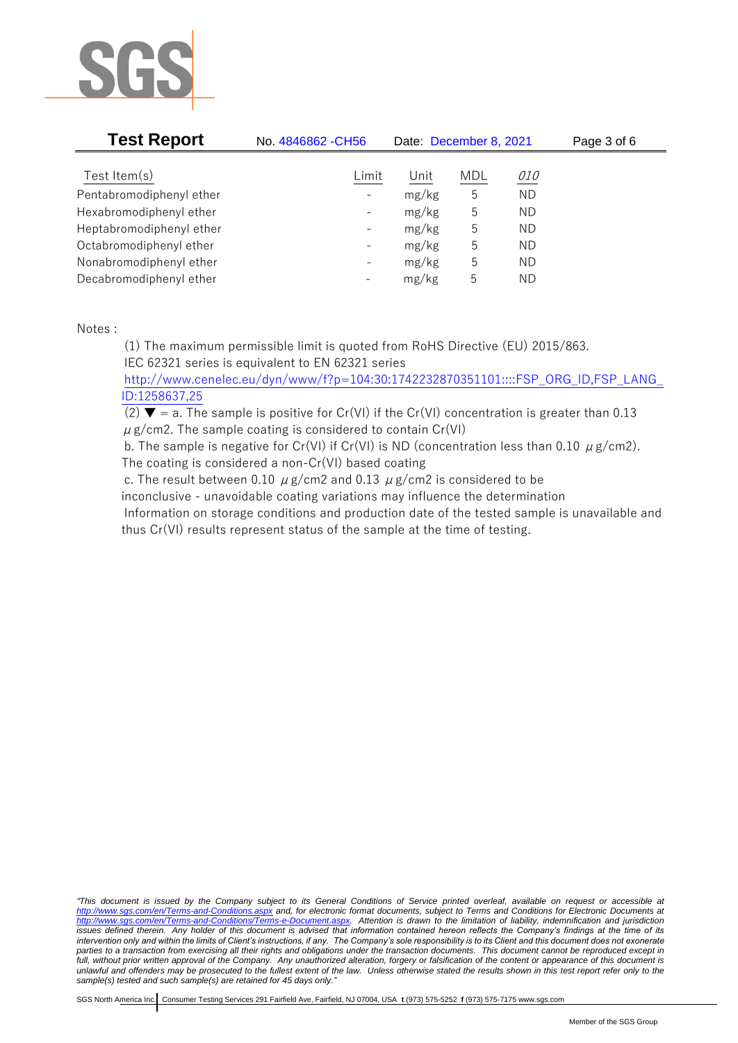| Test Item(s) | Limit | Unit | MDL | *010* |
|---|---|---|---|---|
| Pentabromodiphenyl ether | - | mg/kg | 5 | ND |
| Hexabromodiphenyl ether | - | mg/kg | 5 | ND |
| Heptabromodiphenyl ether | - | mg/kg | 5 | ND |
| Octabromodiphenyl ether | - | mg/kg | 5 | ND |
| Nonabromodiphenyl ether | - | mg/kg | 5 | ND |
| Decabromodiphenyl ether | - | mg/kg | 5 | ND |

Notes :

(1) The maximum permissible limit is quoted from RoHS Directive (EU) 2015/863.
IEC 62321 series is equivalent to EN 62321 series
http://www.cenelec.eu/dyn/www/f?p=104:30:1742232870351101::::FSP_ORG_ID,FSP_LANG_ID:1258637,25

(2) ▼ = a. The sample is positive for Cr(VI) if the Cr(VI) concentration is greater than 0.13 μg/cm2. The sample coating is considered to contain Cr(VI)
b. The sample is negative for Cr(VI) if Cr(VI) is ND (concentration less than 0.10 μg/cm2). The coating is considered a non-Cr(VI) based coating
c. The result between 0.10 μg/cm2 and 0.13 μg/cm2 is considered to be inconclusive - unavoidable coating variations may influence the determination
Information on storage conditions and production date of the tested sample is unavailable and thus Cr(VI) results represent status of the sample at the time of testing.

*"This document is issued by the Company subject to its General Conditions of Service printed overleaf, available on request or accessible at http://www.sgs.com/en/Terms-and-Conditions.aspx and, for electronic format documents, subject to Terms and Conditions for Electronic Documents at http://www.sgs.com/en/Terms-and-Conditions/Terms-e-Document.aspx. Attention is drawn to the limitation of liability, indemnification and jurisdiction issues defined therein. Any holder of this document is advised that information contained hereon reflects the Company's findings at the time of its intervention only and within the limits of Client's instructions, if any. The Company's sole responsibility is to its Client and this document does not exonerate parties to a transaction from exercising all their rights and obligations under the transaction documents. This document cannot be reproduced except in full, without prior written approval of the Company. Any unauthorized alteration, forgery or falsification of the content or appearance of this document is unlawful and offenders may be prosecuted to the fullest extent of the law. Unless otherwise stated the results shown in this test report refer only to the sample(s) tested and such sample(s) are retained for 45 days only."*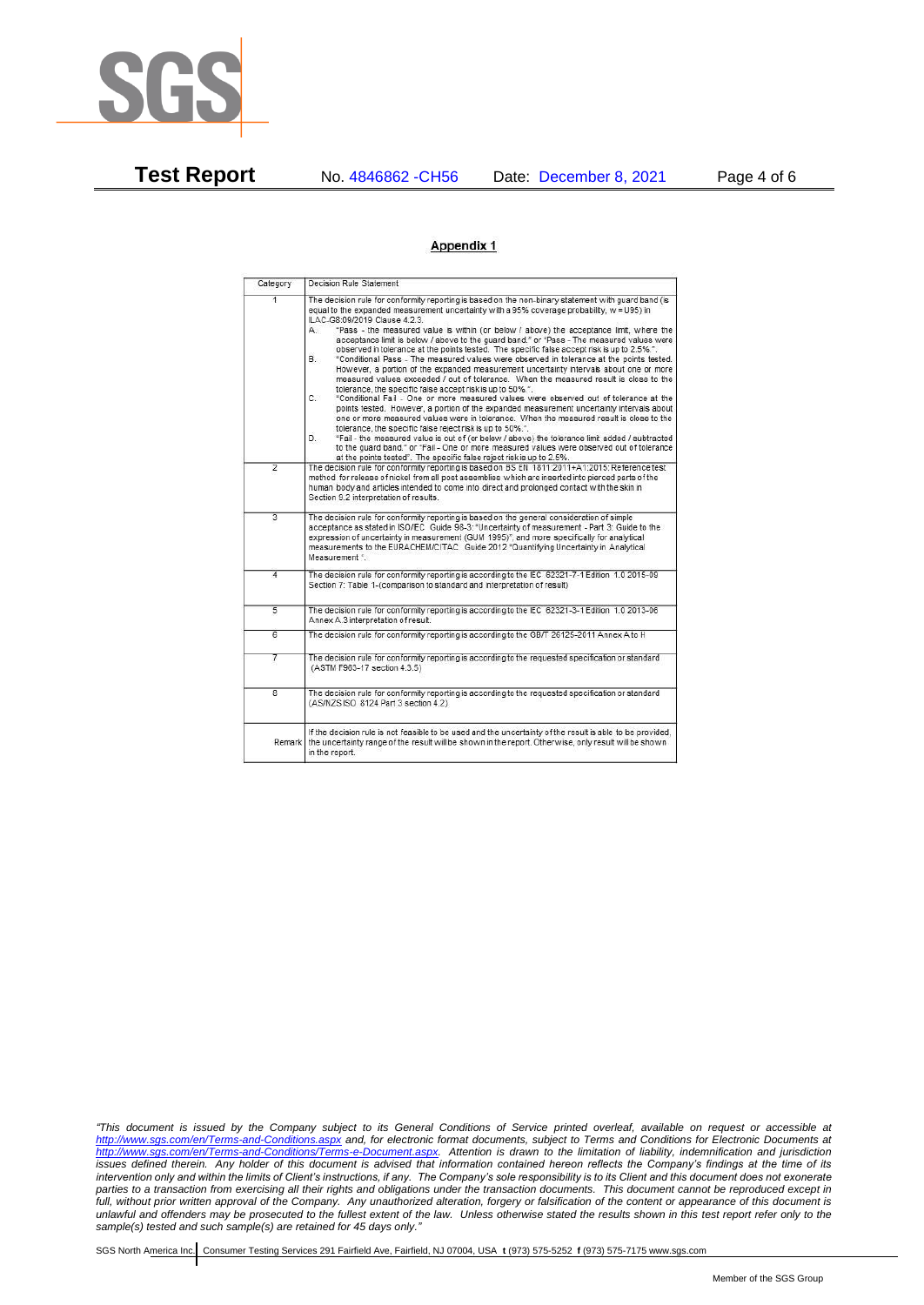## Appendix 1

| Category | Decision Rule Statement |
|---|---|
| 1 | The decision rule for conformity reporting is based on the non-binary statement with guard band (is equal to the expanded measurement uncertainty with a 95% coverage probability, w = U95) in ILAC-G8:09/2019 Clause 4.2.3.<br>A. "Pass - the measured value is within (or below / above) the acceptance limit, where the acceptance limit is below / above to the guard band." or "Pass - The measured values were observed in tolerance at the points tested. The specific false accept risk is up to 2.5%.".<br>B. "Conditional Pass - The measured values were observed in tolerance at the points tested. However, a portion of the expanded measurement uncertainty intervals about one or more measured values exceeded / out of tolerance. When the measured result is close to the tolerance, the specific false accept risk is up to 50%.".<br>C. "Conditional Fail - One or more measured values were observed out of tolerance at the points tested. However, a portion of the expanded measurement uncertainty intervals about one or more measured values were in tolerance. When the measured result is close to the tolerance, the specific false reject risk is up to 50%.".<br>D. "Fail - the measured value is out of (or below / above) the tolerance limit added / subtracted to the guard band." or "Fail - One or more measured values were observed out of tolerance at the points tested". The specific false reject risk is up to 2.5%. |
| 2 | The decision rule for conformity reporting is based on BS EN 1811:2011+A1:2015: Reference test method for release of nickel from all post assemblies which are inserted into pierced parts of the human body and articles intended to come into direct and prolonged contact with the skin in Section 9.2 interpretation of results. |
| 3 | The decision rule for conformity reporting is based on the general consideration of simple acceptance as stated in ISO/IEC Guide 98-3: "Uncertainty of measurement - Part 3: Guide to the expression of uncertainty in measurement (GUM 1995)", and more specifically for analytical measurements to the EURACHEM/CITAC Guide 2012 "Quantifying Uncertainty in Analytical Measurement ". |
| 4 | The decision rule for conformity reporting is according to the IEC 62321-7-1 Edition 1.0 2015-09 Section 7: Table 1-(comparison to standard and interpretation of result) |
| 5 | The decision rule for conformity reporting is according to the IEC 62321-3-1 Edition 1.0 2013-06 Annex A.3 interpretation of result. |
| 6 | The decision rule for conformity reporting is according to the GB/T 26125-2011 Annex A to H |
| 7 | The decision rule for conformity reporting is according to the requested specification or standard (ASTM F963-17 section 4.3.5) |
| 8 | The decision rule for conformity reporting is according to the requested specification or standard (AS/NZS ISO 8124 Part 3 section 4.2) |
| Remark | If the decision rule is not feasible to be used and the uncertainty of the result is able to be provided, the uncertainty range of the result will be shown in the report. Otherwise, only result will be shown in the report. |

*"This document is issued by the Company subject to its General Conditions of Service printed overleaf, available on request or accessible at http://www.sgs.com/en/Terms-and-Conditions.aspx and, for electronic format documents, subject to Terms and Conditions for Electronic Documents at http://www.sgs.com/en/Terms-and-Conditions/Terms-e-Document.aspx. Attention is drawn to the limitation of liability, indemnification and jurisdiction issues defined therein. Any holder of this document is advised that information contained hereon reflects the Company's findings at the time of its intervention only and within the limits of Client's instructions, if any. The Company's sole responsibility is to its Client and this document does not exonerate parties to a transaction from exercising all their rights and obligations under the transaction documents. This document cannot be reproduced except in full, without prior written approval of the Company. Any unauthorized alteration, forgery or falsification of the content or appearance of this document is unlawful and offenders may be prosecuted to the fullest extent of the law. Unless otherwise stated the results shown in this test report refer only to the sample(s) tested and such sample(s) are retained for 45 days only."*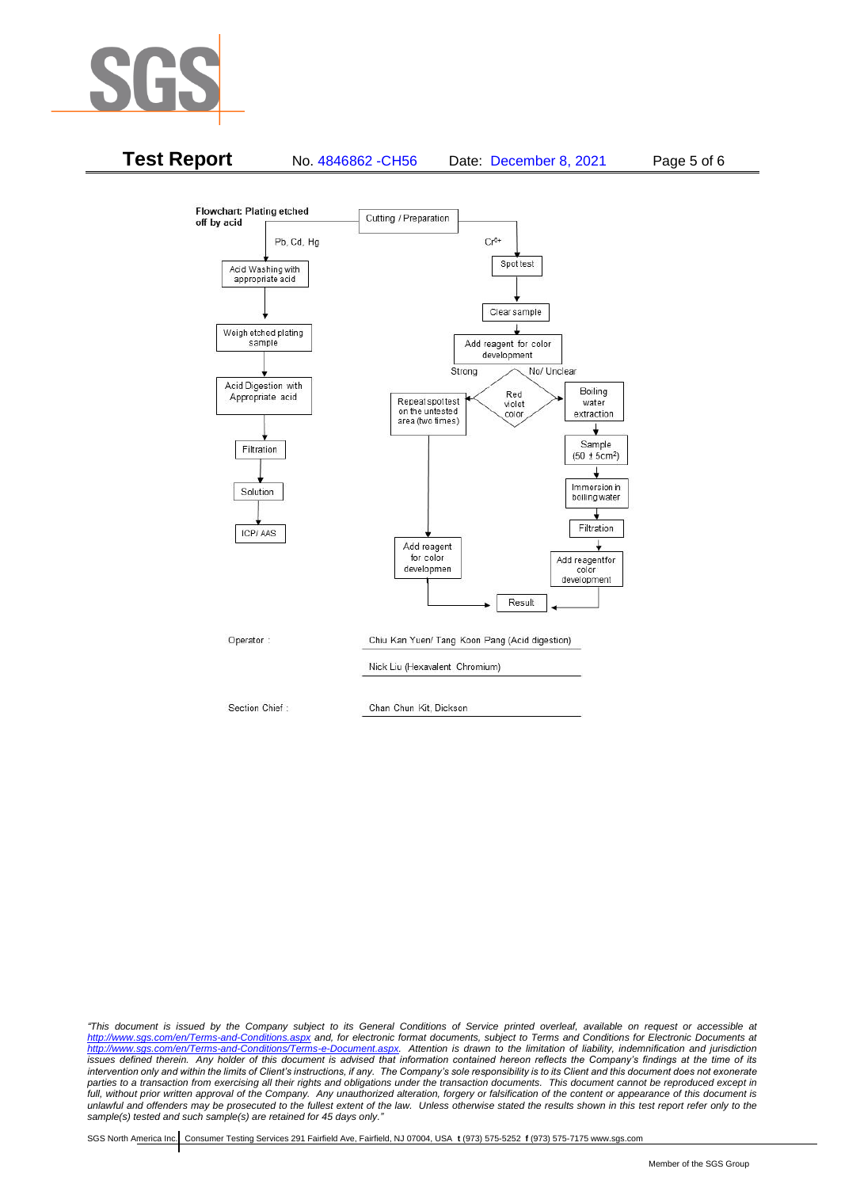**Test Report** No. 4846862 -CH56 Date: December 8, 2021

**Flowchart: Plating etched off by acid**

Cutting / Preparation

Pb, Cd, Hg:

- Acid Washing with appropriate acid
- Weigh etched plating sample
- Acid Digestion with Appropriate acid
- Filtration
- Solution
- ICP/ AAS

$Cr^{6+}$:

- Spot test
- Clear sample
- Add reagent for color development
- Red violet color?
  - Strong → Repeat spot test on the untested area (two times) → Add reagent for color developmen → Result
  - No/ Unclear → Boiling water extraction → Sample ($50 \pm 5cm^2$) → Immersion in boiling water → Filtration → Add reagentfor color development → Result

Operator : Chiu Kan Yuen/ Tang Koon Pang (Acid digestion)

Nick Liu (Hexavalent Chromium)

Section Chief : Chan Chun Kit, Dickson

*"This document is issued by the Company subject to its General Conditions of Service printed overleaf, available on request or accessible at http://www.sgs.com/en/Terms-and-Conditions.aspx and, for electronic format documents, subject to Terms and Conditions for Electronic Documents at http://www.sgs.com/en/Terms-and-Conditions/Terms-e-Document.aspx. Attention is drawn to the limitation of liability, indemnification and jurisdiction issues defined therein. Any holder of this document is advised that information contained hereon reflects the Company's findings at the time of its intervention only and within the limits of Client's instructions, if any. The Company's sole responsibility is to its Client and this document does not exonerate parties to a transaction from exercising all their rights and obligations under the transaction documents. This document cannot be reproduced except in full, without prior written approval of the Company. Any unauthorized alteration, forgery or falsification of the content or appearance of this document is unlawful and offenders may be prosecuted to the fullest extent of the law. Unless otherwise stated the results shown in this test report refer only to the sample(s) tested and such sample(s) are retained for 45 days only."*

SGS North America Inc. | Consumer Testing Services 291 Fairfield Ave, Fairfield, NJ 07004, USA t (973) 575-5252 f (973) 575-7175 www.sgs.com

Member of the SGS Group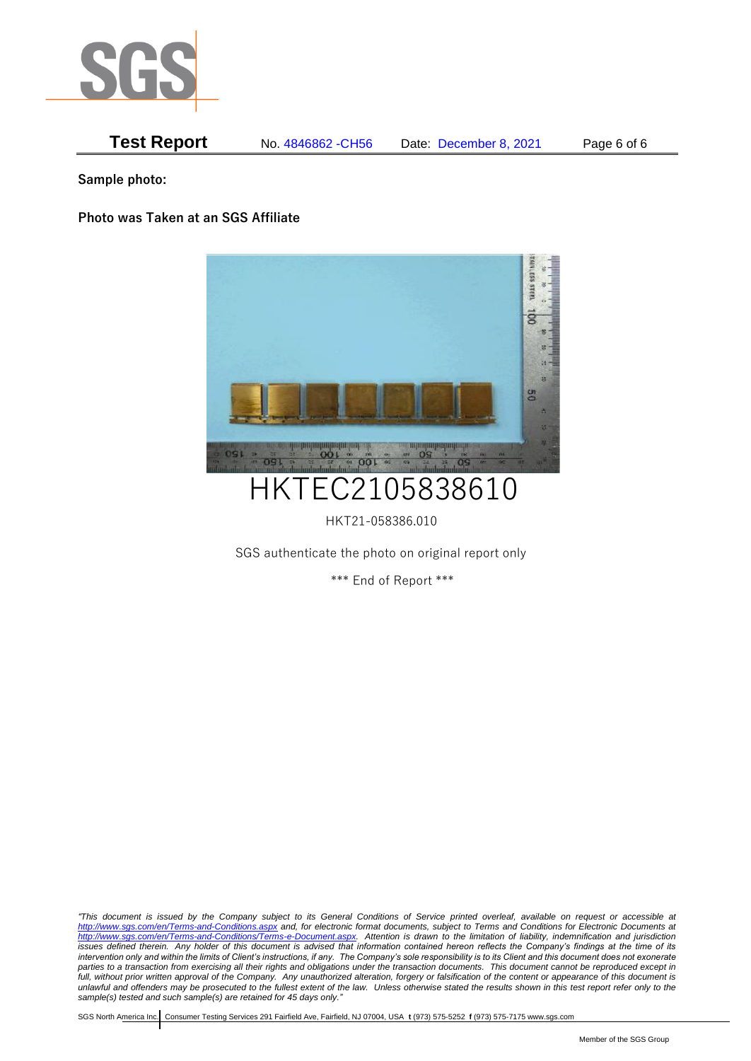**Sample photo:**

**Photo was Taken at an SGS Affiliate**

HKTEC2105838610

HKT21-058386.010

SGS authenticate the photo on original report only

*** End of Report ***

*"This document is issued by the Company subject to its General Conditions of Service printed overleaf, available on request or accessible at http://www.sgs.com/en/Terms-and-Conditions.aspx and, for electronic format documents, subject to Terms and Conditions for Electronic Documents at http://www.sgs.com/en/Terms-and-Conditions/Terms-e-Document.aspx. Attention is drawn to the limitation of liability, indemnification and jurisdiction issues defined therein. Any holder of this document is advised that information contained hereon reflects the Company's findings at the time of its intervention only and within the limits of Client's instructions, if any. The Company's sole responsibility is to its Client and this document does not exonerate parties to a transaction from exercising all their rights and obligations under the transaction documents. This document cannot be reproduced except in full, without prior written approval of the Company. Any unauthorized alteration, forgery or falsification of the content or appearance of this document is unlawful and offenders may be prosecuted to the fullest extent of the law. Unless otherwise stated the results shown in this test report refer only to the sample(s) tested and such sample(s) are retained for 45 days only."*

SGS North America Inc. | Consumer Testing Services 291 Fairfield Ave, Fairfield, NJ 07004, USA **t** (973) 575-5252 **f** (973) 575-7175 www.sgs.com

Member of the SGS Group